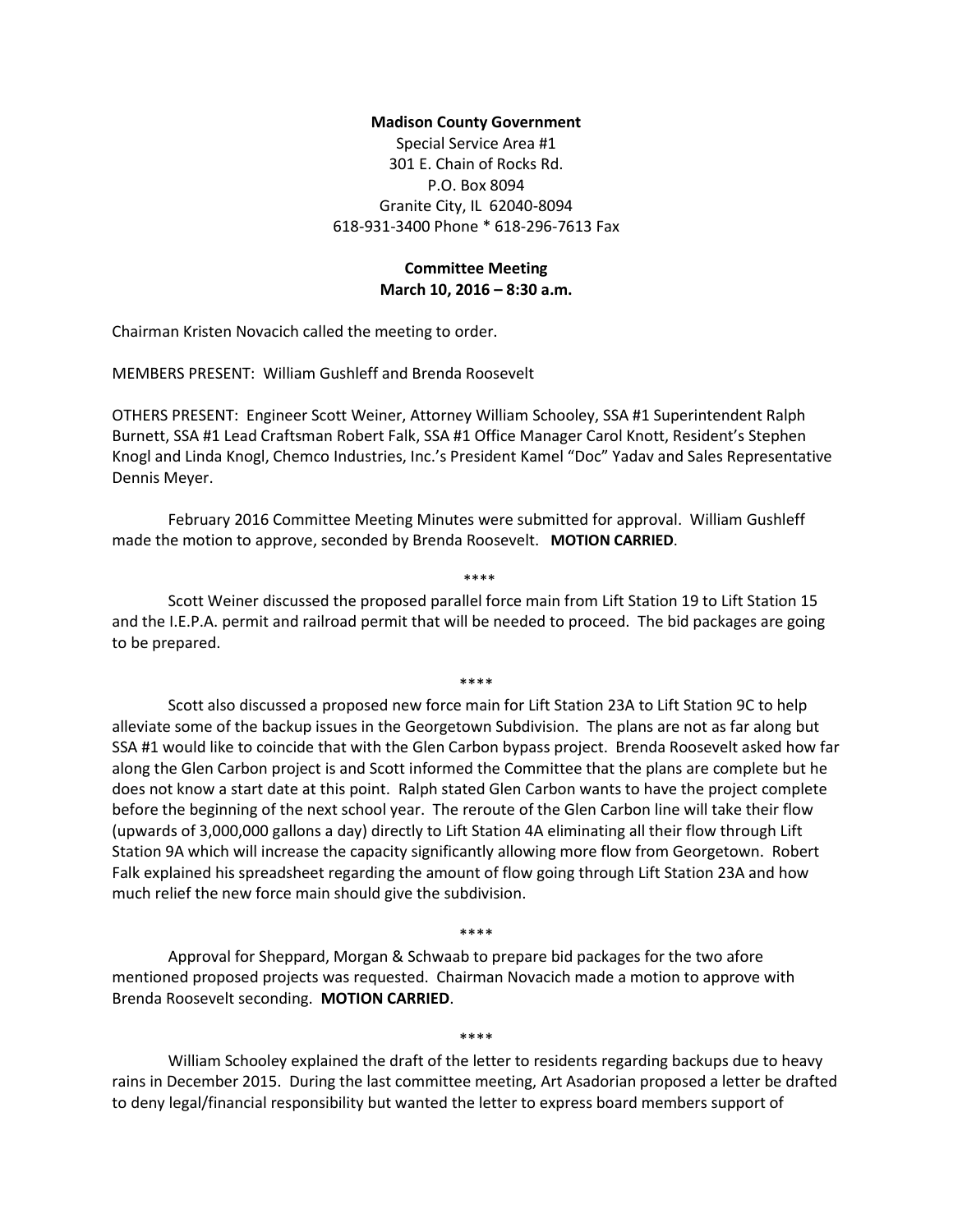**Madison County Government**

Special Service Area #1
301 E. Chain of Rocks Rd.
P.O. Box 8094
Granite City, IL 62040-8094
618-931-3400 Phone * 618-296-7613 Fax

**Committee Meeting**
**March 10, 2016 – 8:30 a.m.**

Chairman Kristen Novacich called the meeting to order.

MEMBERS PRESENT: William Gushleff and Brenda Roosevelt

OTHERS PRESENT: Engineer Scott Weiner, Attorney William Schooley, SSA #1 Superintendent Ralph Burnett, SSA #1 Lead Craftsman Robert Falk, SSA #1 Office Manager Carol Knott, Resident's Stephen Knogl and Linda Knogl, Chemco Industries, Inc.'s President Kamel "Doc" Yadav and Sales Representative Dennis Meyer.

February 2016 Committee Meeting Minutes were submitted for approval. William Gushleff made the motion to approve, seconded by Brenda Roosevelt. **MOTION CARRIED**.

****

Scott Weiner discussed the proposed parallel force main from Lift Station 19 to Lift Station 15 and the I.E.P.A. permit and railroad permit that will be needed to proceed. The bid packages are going to be prepared.

****

Scott also discussed a proposed new force main for Lift Station 23A to Lift Station 9C to help alleviate some of the backup issues in the Georgetown Subdivision. The plans are not as far along but SSA #1 would like to coincide that with the Glen Carbon bypass project. Brenda Roosevelt asked how far along the Glen Carbon project is and Scott informed the Committee that the plans are complete but he does not know a start date at this point. Ralph stated Glen Carbon wants to have the project complete before the beginning of the next school year. The reroute of the Glen Carbon line will take their flow (upwards of 3,000,000 gallons a day) directly to Lift Station 4A eliminating all their flow through Lift Station 9A which will increase the capacity significantly allowing more flow from Georgetown. Robert Falk explained his spreadsheet regarding the amount of flow going through Lift Station 23A and how much relief the new force main should give the subdivision.

****

Approval for Sheppard, Morgan & Schwaab to prepare bid packages for the two afore mentioned proposed projects was requested. Chairman Novacich made a motion to approve with Brenda Roosevelt seconding. **MOTION CARRIED**.

****

William Schooley explained the draft of the letter to residents regarding backups due to heavy rains in December 2015. During the last committee meeting, Art Asadorian proposed a letter be drafted to deny legal/financial responsibility but wanted the letter to express board members support of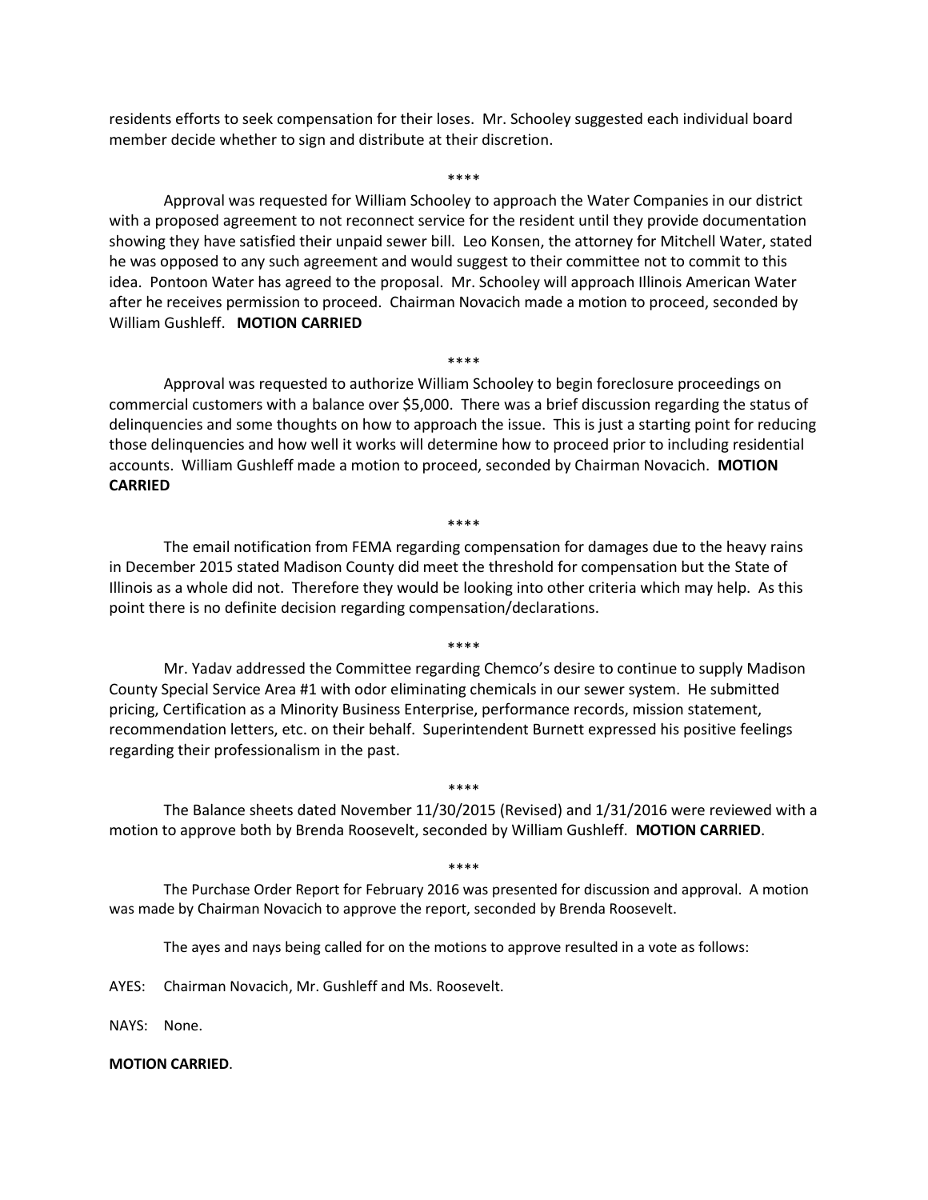residents efforts to seek compensation for their loses. Mr. Schooley suggested each individual board member decide whether to sign and distribute at their discretion.

****

Approval was requested for William Schooley to approach the Water Companies in our district with a proposed agreement to not reconnect service for the resident until they provide documentation showing they have satisfied their unpaid sewer bill. Leo Konsen, the attorney for Mitchell Water, stated he was opposed to any such agreement and would suggest to their committee not to commit to this idea. Pontoon Water has agreed to the proposal. Mr. Schooley will approach Illinois American Water after he receives permission to proceed. Chairman Novacich made a motion to proceed, seconded by William Gushleff. **MOTION CARRIED**

****

Approval was requested to authorize William Schooley to begin foreclosure proceedings on commercial customers with a balance over $5,000. There was a brief discussion regarding the status of delinquencies and some thoughts on how to approach the issue. This is just a starting point for reducing those delinquencies and how well it works will determine how to proceed prior to including residential accounts. William Gushleff made a motion to proceed, seconded by Chairman Novacich. **MOTION CARRIED**

****

The email notification from FEMA regarding compensation for damages due to the heavy rains in December 2015 stated Madison County did meet the threshold for compensation but the State of Illinois as a whole did not. Therefore they would be looking into other criteria which may help. As this point there is no definite decision regarding compensation/declarations.

****

Mr. Yadav addressed the Committee regarding Chemco's desire to continue to supply Madison County Special Service Area #1 with odor eliminating chemicals in our sewer system. He submitted pricing, Certification as a Minority Business Enterprise, performance records, mission statement, recommendation letters, etc. on their behalf. Superintendent Burnett expressed his positive feelings regarding their professionalism in the past.

****

The Balance sheets dated November 11/30/2015 (Revised) and 1/31/2016 were reviewed with a motion to approve both by Brenda Roosevelt, seconded by William Gushleff. **MOTION CARRIED**.

****

The Purchase Order Report for February 2016 was presented for discussion and approval. A motion was made by Chairman Novacich to approve the report, seconded by Brenda Roosevelt.

The ayes and nays being called for on the motions to approve resulted in a vote as follows:

AYES: Chairman Novacich, Mr. Gushleff and Ms. Roosevelt.

NAYS: None.

**MOTION CARRIED**.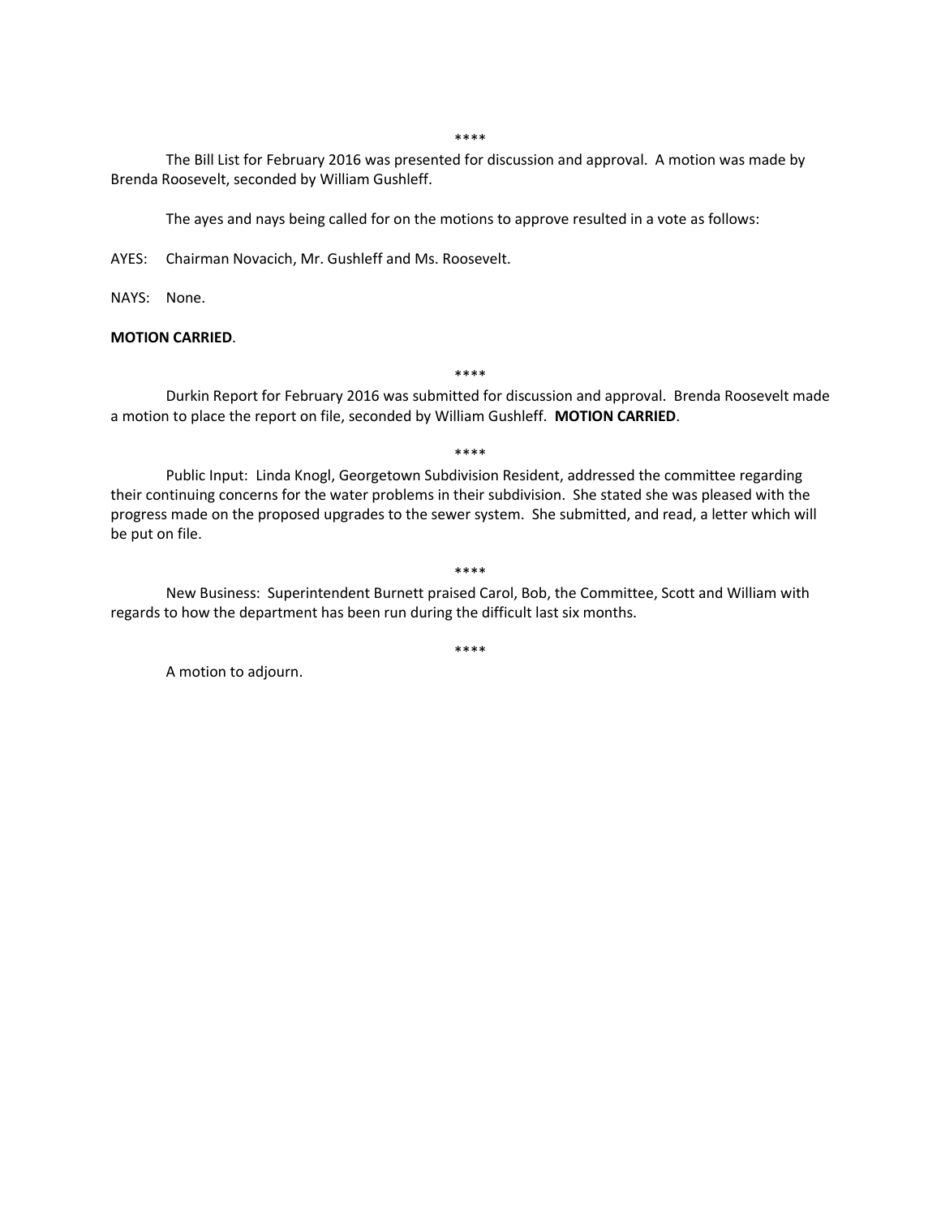\*\*\*\*

The Bill List for February 2016 was presented for discussion and approval. A motion was made by Brenda Roosevelt, seconded by William Gushleff.

The ayes and nays being called for on the motions to approve resulted in a vote as follows:

AYES: Chairman Novacich, Mr. Gushleff and Ms. Roosevelt.

NAYS: None.

**MOTION CARRIED**.

\*\*\*\*

Durkin Report for February 2016 was submitted for discussion and approval. Brenda Roosevelt made a motion to place the report on file, seconded by William Gushleff. **MOTION CARRIED**.

\*\*\*\*

Public Input: Linda Knogl, Georgetown Subdivision Resident, addressed the committee regarding their continuing concerns for the water problems in their subdivision. She stated she was pleased with the progress made on the proposed upgrades to the sewer system. She submitted, and read, a letter which will be put on file.

\*\*\*\*

New Business: Superintendent Burnett praised Carol, Bob, the Committee, Scott and William with regards to how the department has been run during the difficult last six months.

\*\*\*\*

A motion to adjourn.